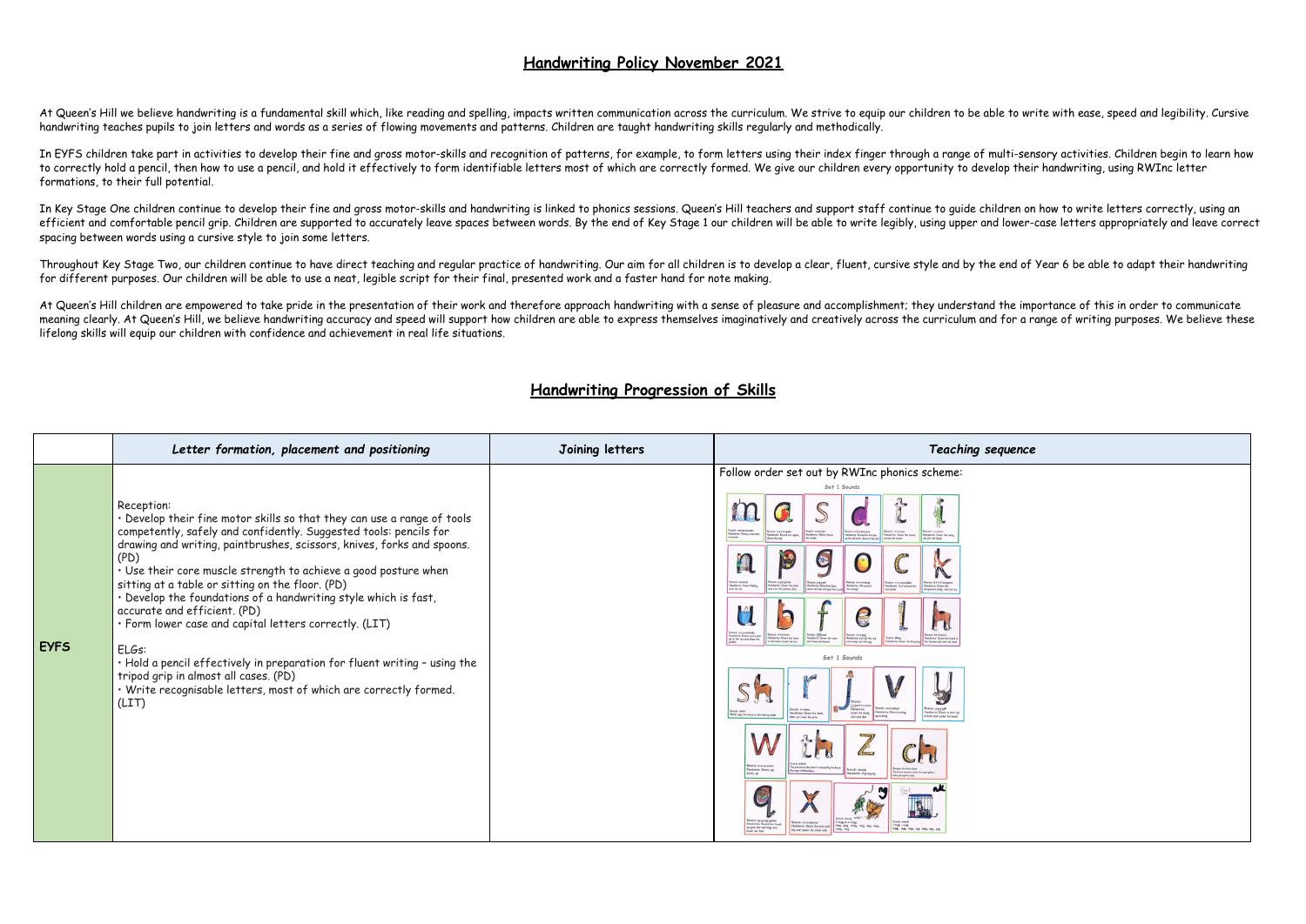# Handwriting Policy November 2021

At Queen's Hill we believe handwriting is a fundamental skill which, like reading and spelling, impacts written communication across the curriculum. We strive to equip our children to be able to write with ease, speed and legibility. Cursive handwriting teaches pupils to join letters and words as a series of flowing movements and patterns. Children are taught handwriting skills regularly and methodically.

In EYFS children take part in activities to develop their fine and gross motor-skills and recognition of patterns, for example, to form letters using their index finger through a range of multi-sensory activities. Children begin to learn how to correctly hold a pencil, then how to use a pencil, and hold it effectively to form identifiable letters most of which are correctly formed. We give our children every opportunity to develop their handwriting, using RWInc letter formations, to their full potential.

In Key Stage One children continue to develop their fine and gross motor-skills and handwriting is linked to phonics sessions. Queen's Hill teachers and support staff continue to guide children on how to write letters correctly, using an efficient and comfortable pencil grip. Children are supported to accurately leave spaces between words. By the end of Key Stage 1 our children will be able to write legibly, using upper and lower-case letters appropriately and leave correct spacing between words using a cursive style to join some letters.

Throughout Key Stage Two, our children continue to have direct teaching and regular practice of handwriting. Our aim for all children is to develop a clear, fluent, cursive style and by the end of Year 6 be able to adapt their handwriting for different purposes. Our children will be able to use a neat, legible script for their final, presented work and a faster hand for note making.

At Queen's Hill children are empowered to take pride in the presentation of their work and therefore approach handwriting with a sense of pleasure and accomplishment; they understand the importance of this in order to communicate meaning clearly. At Queen's Hill, we believe handwriting accuracy and speed will support how children are able to express themselves imaginatively and creatively across the curriculum and for a range of writing purposes. We believe these lifelong skills will equip our children with confidence and achievement in real life situations.

## Handwriting Progression of Skills

| | *Letter formation, placement and positioning* | Joining letters | *Teaching sequence* |
|---|---|---|---|
| **EYFS** | Reception:<br>• Develop their fine motor skills so that they can use a range of tools competently, safely and confidently. Suggested tools: pencils for drawing and writing, paintbrushes, scissors, knives, forks and spoons. (PD)<br>• Use their core muscle strength to achieve a good posture when sitting at a table or sitting on the floor. (PD)<br>• Develop the foundations of a handwriting style which is fast, accurate and efficient. (PD)<br>• Form lower case and capital letters correctly. (LIT)<br><br>ELGs:<br>• Hold a pencil effectively in preparation for fluent writing – using the tripod grip in almost all cases. (PD)<br>• Write recognisable letters, most of which are correctly formed. (LIT) | | Follow order set out by RWInc phonics scheme:<br>Set 1 Sounds: m a s d t i n p g o c k u b f e l h sh r j v y w th z ch q x ng nk |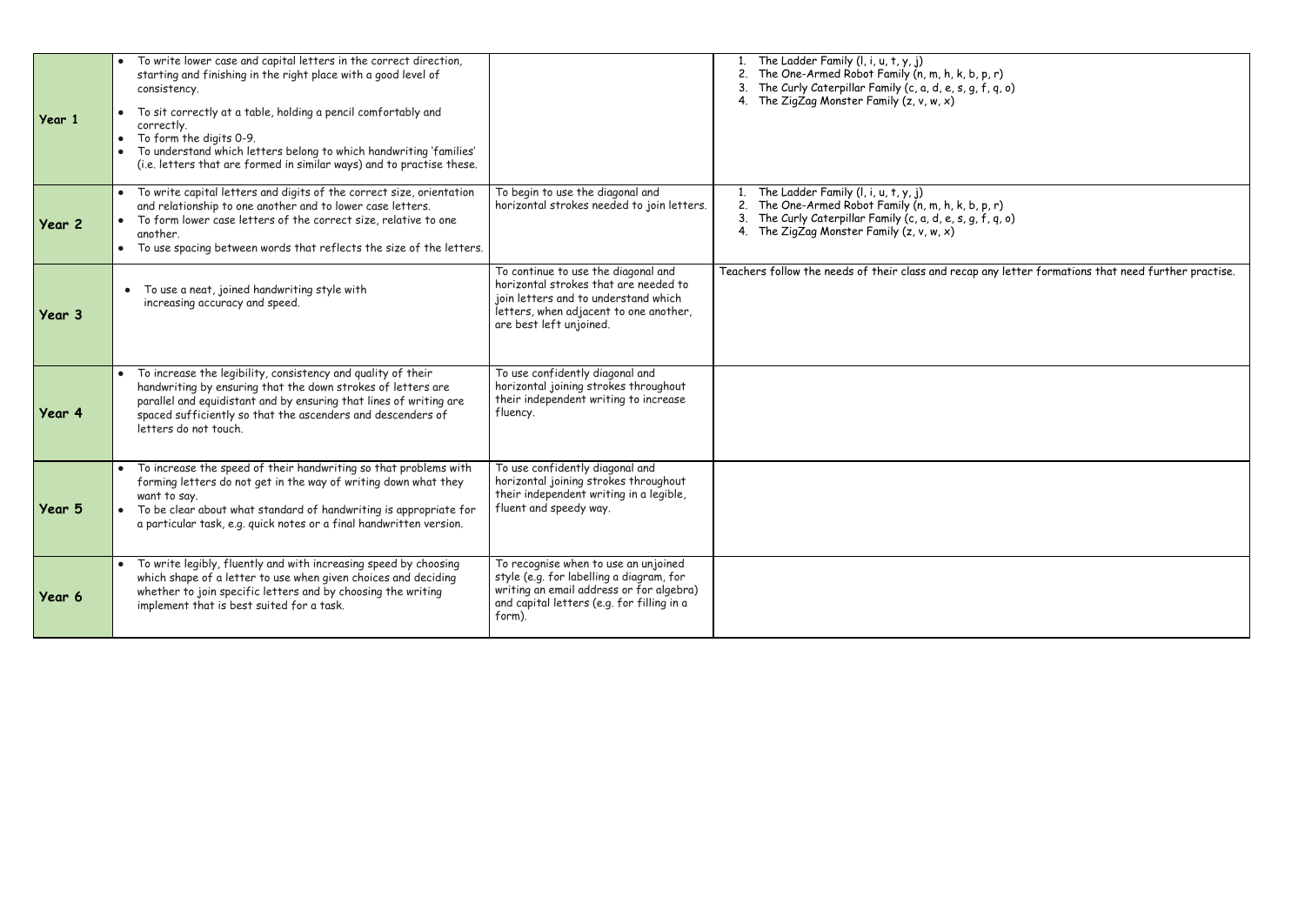| | | | |
|---|---|---|---|
| **Year 1** | • To write lower case and capital letters in the correct direction, starting and finishing in the right place with a good level of consistency.<br>• To sit correctly at a table, holding a pencil comfortably and correctly.<br>• To form the digits 0-9.<br>• To understand which letters belong to which handwriting 'families' (i.e. letters that are formed in similar ways) and to practise these. | | 1. The Ladder Family (l, i, u, t, y, j)<br>2. The One-Armed Robot Family (n, m, h, k, b, p, r)<br>3. The Curly Caterpillar Family (c, a, d, e, s, g, f, q, o)<br>4. The ZigZag Monster Family (z, v, w, x) |
| **Year 2** | • To write capital letters and digits of the correct size, orientation and relationship to one another and to lower case letters.<br>• To form lower case letters of the correct size, relative to one another.<br>• To use spacing between words that reflects the size of the letters. | To begin to use the diagonal and horizontal strokes needed to join letters. | 1. The Ladder Family (l, i, u, t, y, j)<br>2. The One-Armed Robot Family (n, m, h, k, b, p, r)<br>3. The Curly Caterpillar Family (c, a, d, e, s, g, f, q, o)<br>4. The ZigZag Monster Family (z, v, w, x) |
| **Year 3** | • To use a neat, joined handwriting style with increasing accuracy and speed. | To continue to use the diagonal and horizontal strokes that are needed to join letters and to understand which letters, when adjacent to one another, are best left unjoined. | Teachers follow the needs of their class and recap any letter formations that need further practise. |
| **Year 4** | • To increase the legibility, consistency and quality of their handwriting by ensuring that the down strokes of letters are parallel and equidistant and by ensuring that lines of writing are spaced sufficiently so that the ascenders and descenders of letters do not touch. | To use confidently diagonal and horizontal joining strokes throughout their independent writing to increase fluency. | |
| **Year 5** | • To increase the speed of their handwriting so that problems with forming letters do not get in the way of writing down what they want to say.<br>• To be clear about what standard of handwriting is appropriate for a particular task, e.g. quick notes or a final handwritten version. | To use confidently diagonal and horizontal joining strokes throughout their independent writing in a legible, fluent and speedy way. | |
| **Year 6** | • To write legibly, fluently and with increasing speed by choosing which shape of a letter to use when given choices and deciding whether to join specific letters and by choosing the writing implement that is best suited for a task. | To recognise when to use an unjoined style (e.g. for labelling a diagram, for writing an email address or for algebra) and capital letters (e.g. for filling in a form). | |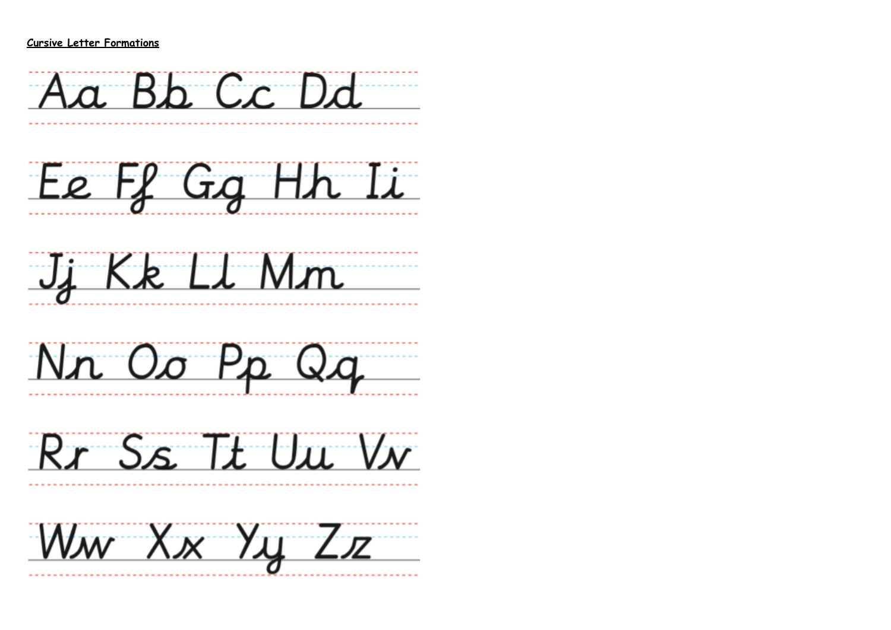**Cursive Letter Formations**

Aa Bb Cc Dd

Ee Ff Gg Hh Ii

Jj Kk Ll Mm

Nn Oo Pp Qq

Rr Ss Tt Uu Vv

Ww Xx Yy Zz